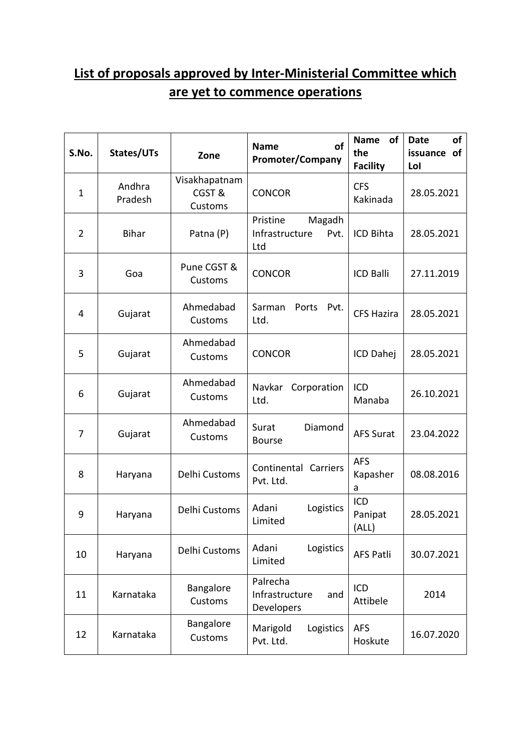# List of proposals approved by Inter-Ministerial Committee which are yet to commence operations

| S.No. | States/UTs | Zone | Name of Promoter/Company | Name of the Facility | Date of issuance of LoI |
|---|---|---|---|---|---|
| 1 | Andhra Pradesh | Visakhapatnam CGST & Customs | CONCOR | CFS Kakinada | 28.05.2021 |
| 2 | Bihar | Patna (P) | Pristine Magadh Infrastructure Pvt. Ltd | ICD Bihta | 28.05.2021 |
| 3 | Goa | Pune CGST & Customs | CONCOR | ICD Balli | 27.11.2019 |
| 4 | Gujarat | Ahmedabad Customs | Sarman Ports Pvt. Ltd. | CFS Hazira | 28.05.2021 |
| 5 | Gujarat | Ahmedabad Customs | CONCOR | ICD Dahej | 28.05.2021 |
| 6 | Gujarat | Ahmedabad Customs | Navkar Corporation Ltd. | ICD Manaba | 26.10.2021 |
| 7 | Gujarat | Ahmedabad Customs | Surat Diamond Bourse | AFS Surat | 23.04.2022 |
| 8 | Haryana | Delhi Customs | Continental Carriers Pvt. Ltd. | AFS Kapashera | 08.08.2016 |
| 9 | Haryana | Delhi Customs | Adani Logistics Limited | ICD Panipat (ALL) | 28.05.2021 |
| 10 | Haryana | Delhi Customs | Adani Logistics Limited | AFS Patli | 30.07.2021 |
| 11 | Karnataka | Bangalore Customs | Palrecha Infrastructure and Developers | ICD Attibele | 2014 |
| 12 | Karnataka | Bangalore Customs | Marigold Logistics Pvt. Ltd. | AFS Hoskute | 16.07.2020 |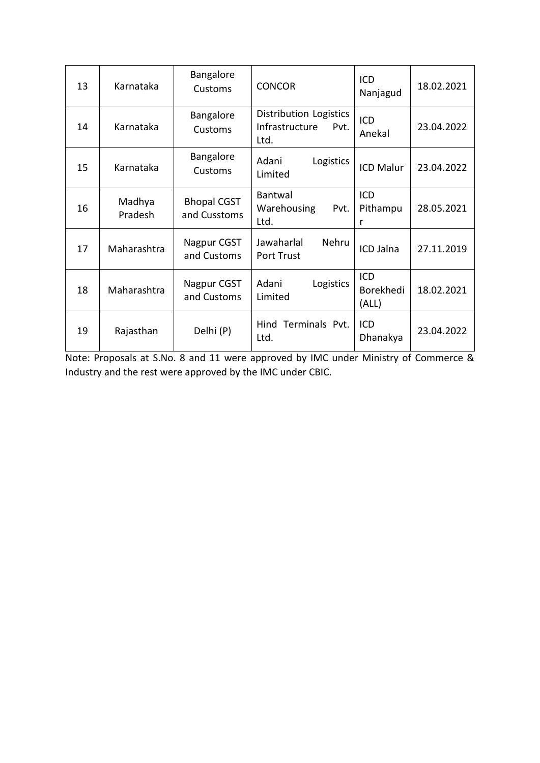| | | | | | |
|---|---|---|---|---|---|
| 13 | Karnataka | Bangalore Customs | CONCOR | ICD Nanjagud | 18.02.2021 |
| 14 | Karnataka | Bangalore Customs | Distribution Logistics Infrastructure Pvt. Ltd. | ICD Anekal | 23.04.2022 |
| 15 | Karnataka | Bangalore Customs | Adani Logistics Limited | ICD Malur | 23.04.2022 |
| 16 | Madhya Pradesh | Bhopal CGST and Cusstoms | Bantwal Warehousing Pvt. Ltd. | ICD Pithampur | 28.05.2021 |
| 17 | Maharashtra | Nagpur CGST and Customs | Jawaharlal Nehru Port Trust | ICD Jalna | 27.11.2019 |
| 18 | Maharashtra | Nagpur CGST and Customs | Adani Logistics Limited | ICD Borekhedi (ALL) | 18.02.2021 |
| 19 | Rajasthan | Delhi (P) | Hind Terminals Pvt. Ltd. | ICD Dhanakya | 23.04.2022 |

Note: Proposals at S.No. 8 and 11 were approved by IMC under Ministry of Commerce & Industry and the rest were approved by the IMC under CBIC.